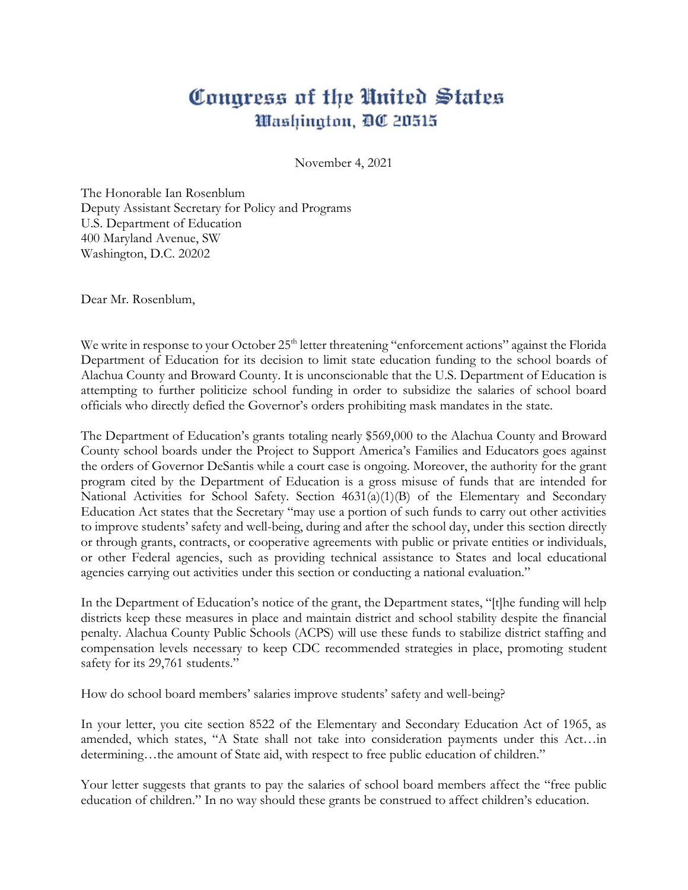# Congress of the United States
## Washington, DC 20515

November 4, 2021

The Honorable Ian Rosenblum
Deputy Assistant Secretary for Policy and Programs
U.S. Department of Education
400 Maryland Avenue, SW
Washington, D.C. 20202

Dear Mr. Rosenblum,

We write in response to your October 25th letter threatening "enforcement actions" against the Florida Department of Education for its decision to limit state education funding to the school boards of Alachua County and Broward County. It is unconscionable that the U.S. Department of Education is attempting to further politicize school funding in order to subsidize the salaries of school board officials who directly defied the Governor's orders prohibiting mask mandates in the state.

The Department of Education's grants totaling nearly $569,000 to the Alachua County and Broward County school boards under the Project to Support America's Families and Educators goes against the orders of Governor DeSantis while a court case is ongoing. Moreover, the authority for the grant program cited by the Department of Education is a gross misuse of funds that are intended for National Activities for School Safety. Section 4631(a)(1)(B) of the Elementary and Secondary Education Act states that the Secretary "may use a portion of such funds to carry out other activities to improve students' safety and well-being, during and after the school day, under this section directly or through grants, contracts, or cooperative agreements with public or private entities or individuals, or other Federal agencies, such as providing technical assistance to States and local educational agencies carrying out activities under this section or conducting a national evaluation."

In the Department of Education's notice of the grant, the Department states, "[t]he funding will help districts keep these measures in place and maintain district and school stability despite the financial penalty. Alachua County Public Schools (ACPS) will use these funds to stabilize district staffing and compensation levels necessary to keep CDC recommended strategies in place, promoting student safety for its 29,761 students."

How do school board members' salaries improve students' safety and well-being?

In your letter, you cite section 8522 of the Elementary and Secondary Education Act of 1965, as amended, which states, "A State shall not take into consideration payments under this Act…in determining…the amount of State aid, with respect to free public education of children."

Your letter suggests that grants to pay the salaries of school board members affect the "free public education of children." In no way should these grants be construed to affect children's education.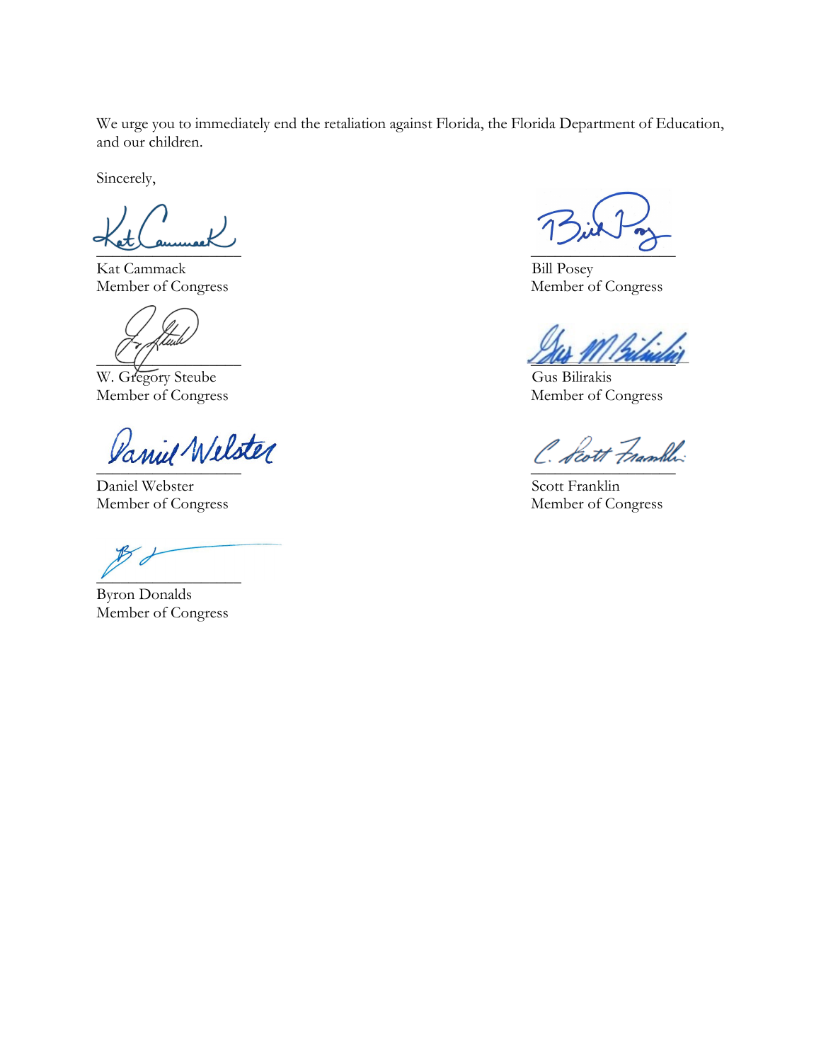We urge you to immediately end the retaliation against Florida, the Florida Department of Education, and our children.

Sincerely,

Kat Cammack
Member of Congress

Bill Posey
Member of Congress

W. Gregory Steube
Member of Congress

Gus Bilirakis
Member of Congress

Daniel Webster
Member of Congress

Scott Franklin
Member of Congress

Byron Donalds
Member of Congress